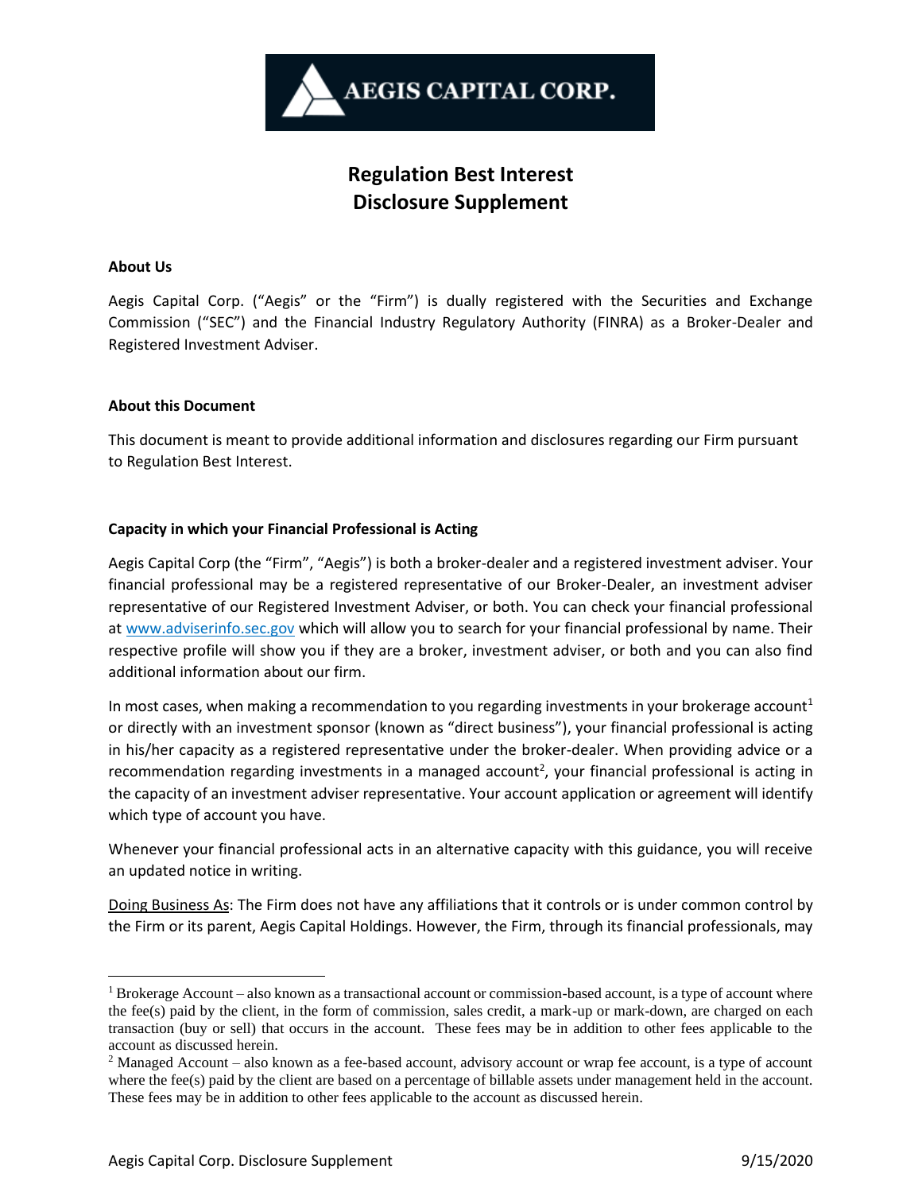AEGIS CAPITAL CORP.

# Regulation Best Interest Disclosure Supplement

**About Us**

Aegis Capital Corp. ("Aegis" or the "Firm") is dually registered with the Securities and Exchange Commission ("SEC") and the Financial Industry Regulatory Authority (FINRA) as a Broker-Dealer and Registered Investment Adviser.

**About this Document**

This document is meant to provide additional information and disclosures regarding our Firm pursuant to Regulation Best Interest.

**Capacity in which your Financial Professional is Acting**

Aegis Capital Corp (the "Firm", "Aegis") is both a broker-dealer and a registered investment adviser. Your financial professional may be a registered representative of our Broker-Dealer, an investment adviser representative of our Registered Investment Adviser, or both. You can check your financial professional at www.adviserinfo.sec.gov which will allow you to search for your financial professional by name. Their respective profile will show you if they are a broker, investment adviser, or both and you can also find additional information about our firm.

In most cases, when making a recommendation to you regarding investments in your brokerage account[1] or directly with an investment sponsor (known as "direct business"), your financial professional is acting in his/her capacity as a registered representative under the broker-dealer. When providing advice or a recommendation regarding investments in a managed account[2], your financial professional is acting in the capacity of an investment adviser representative. Your account application or agreement will identify which type of account you have.

Whenever your financial professional acts in an alternative capacity with this guidance, you will receive an updated notice in writing.

Doing Business As: The Firm does not have any affiliations that it controls or is under common control by the Firm or its parent, Aegis Capital Holdings. However, the Firm, through its financial professionals, may

[1] Brokerage Account – also known as a transactional account or commission-based account, is a type of account where the fee(s) paid by the client, in the form of commission, sales credit, a mark-up or mark-down, are charged on each transaction (buy or sell) that occurs in the account. These fees may be in addition to other fees applicable to the account as discussed herein.

[2] Managed Account – also known as a fee-based account, advisory account or wrap fee account, is a type of account where the fee(s) paid by the client are based on a percentage of billable assets under management held in the account. These fees may be in addition to other fees applicable to the account as discussed herein.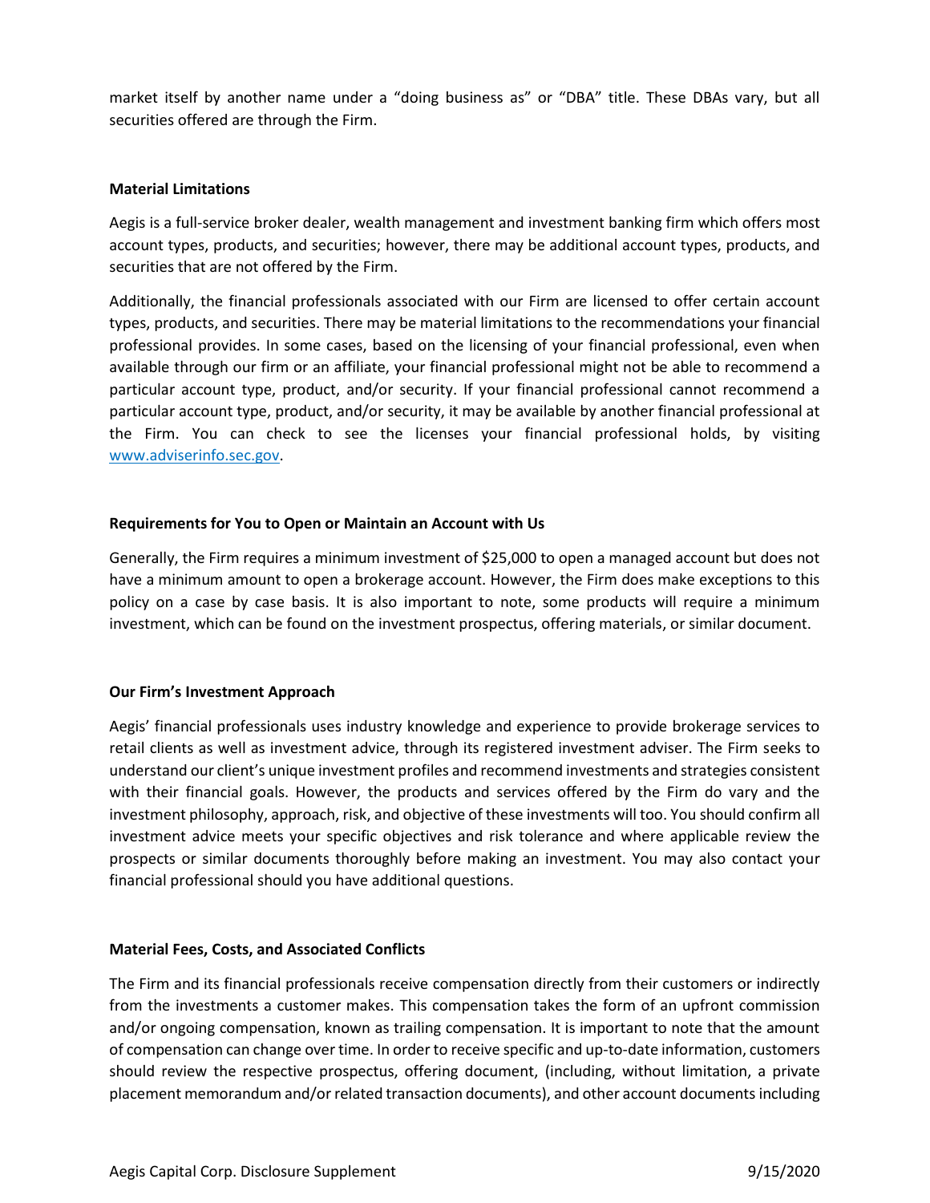market itself by another name under a "doing business as" or "DBA" title. These DBAs vary, but all securities offered are through the Firm.

**Material Limitations**

Aegis is a full-service broker dealer, wealth management and investment banking firm which offers most account types, products, and securities; however, there may be additional account types, products, and securities that are not offered by the Firm.

Additionally, the financial professionals associated with our Firm are licensed to offer certain account types, products, and securities. There may be material limitations to the recommendations your financial professional provides. In some cases, based on the licensing of your financial professional, even when available through our firm or an affiliate, your financial professional might not be able to recommend a particular account type, product, and/or security. If your financial professional cannot recommend a particular account type, product, and/or security, it may be available by another financial professional at the Firm. You can check to see the licenses your financial professional holds, by visiting [www.adviserinfo.sec.gov](www.adviserinfo.sec.gov).

**Requirements for You to Open or Maintain an Account with Us**

Generally, the Firm requires a minimum investment of $25,000 to open a managed account but does not have a minimum amount to open a brokerage account. However, the Firm does make exceptions to this policy on a case by case basis. It is also important to note, some products will require a minimum investment, which can be found on the investment prospectus, offering materials, or similar document.

**Our Firm's Investment Approach**

Aegis' financial professionals uses industry knowledge and experience to provide brokerage services to retail clients as well as investment advice, through its registered investment adviser. The Firm seeks to understand our client's unique investment profiles and recommend investments and strategies consistent with their financial goals. However, the products and services offered by the Firm do vary and the investment philosophy, approach, risk, and objective of these investments will too. You should confirm all investment advice meets your specific objectives and risk tolerance and where applicable review the prospects or similar documents thoroughly before making an investment. You may also contact your financial professional should you have additional questions.

**Material Fees, Costs, and Associated Conflicts**

The Firm and its financial professionals receive compensation directly from their customers or indirectly from the investments a customer makes. This compensation takes the form of an upfront commission and/or ongoing compensation, known as trailing compensation. It is important to note that the amount of compensation can change over time. In order to receive specific and up-to-date information, customers should review the respective prospectus, offering document, (including, without limitation, a private placement memorandum and/or related transaction documents), and other account documents including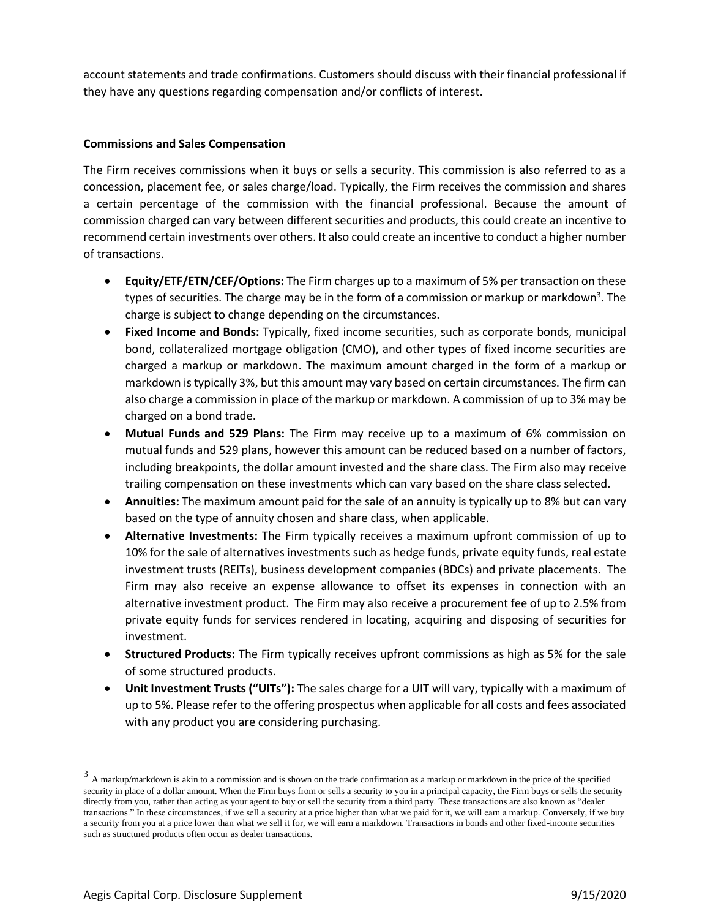account statements and trade confirmations. Customers should discuss with their financial professional if they have any questions regarding compensation and/or conflicts of interest.

**Commissions and Sales Compensation**

The Firm receives commissions when it buys or sells a security. This commission is also referred to as a concession, placement fee, or sales charge/load. Typically, the Firm receives the commission and shares a certain percentage of the commission with the financial professional. Because the amount of commission charged can vary between different securities and products, this could create an incentive to recommend certain investments over others. It also could create an incentive to conduct a higher number of transactions.

- **Equity/ETF/ETN/CEF/Options:** The Firm charges up to a maximum of 5% per transaction on these types of securities. The charge may be in the form of a commission or markup or markdown[3]. The charge is subject to change depending on the circumstances.
- **Fixed Income and Bonds:** Typically, fixed income securities, such as corporate bonds, municipal bond, collateralized mortgage obligation (CMO), and other types of fixed income securities are charged a markup or markdown. The maximum amount charged in the form of a markup or markdown is typically 3%, but this amount may vary based on certain circumstances. The firm can also charge a commission in place of the markup or markdown. A commission of up to 3% may be charged on a bond trade.
- **Mutual Funds and 529 Plans:** The Firm may receive up to a maximum of 6% commission on mutual funds and 529 plans, however this amount can be reduced based on a number of factors, including breakpoints, the dollar amount invested and the share class. The Firm also may receive trailing compensation on these investments which can vary based on the share class selected.
- **Annuities:** The maximum amount paid for the sale of an annuity is typically up to 8% but can vary based on the type of annuity chosen and share class, when applicable.
- **Alternative Investments:** The Firm typically receives a maximum upfront commission of up to 10% for the sale of alternatives investments such as hedge funds, private equity funds, real estate investment trusts (REITs), business development companies (BDCs) and private placements. The Firm may also receive an expense allowance to offset its expenses in connection with an alternative investment product. The Firm may also receive a procurement fee of up to 2.5% from private equity funds for services rendered in locating, acquiring and disposing of securities for investment.
- **Structured Products:** The Firm typically receives upfront commissions as high as 5% for the sale of some structured products.
- **Unit Investment Trusts ("UITs"):** The sales charge for a UIT will vary, typically with a maximum of up to 5%. Please refer to the offering prospectus when applicable for all costs and fees associated with any product you are considering purchasing.

---

[3] A markup/markdown is akin to a commission and is shown on the trade confirmation as a markup or markdown in the price of the specified security in place of a dollar amount. When the Firm buys from or sells a security to you in a principal capacity, the Firm buys or sells the security directly from you, rather than acting as your agent to buy or sell the security from a third party. These transactions are also known as "dealer transactions." In these circumstances, if we sell a security at a price higher than what we paid for it, we will earn a markup. Conversely, if we buy a security from you at a price lower than what we sell it for, we will earn a markdown. Transactions in bonds and other fixed-income securities such as structured products often occur as dealer transactions.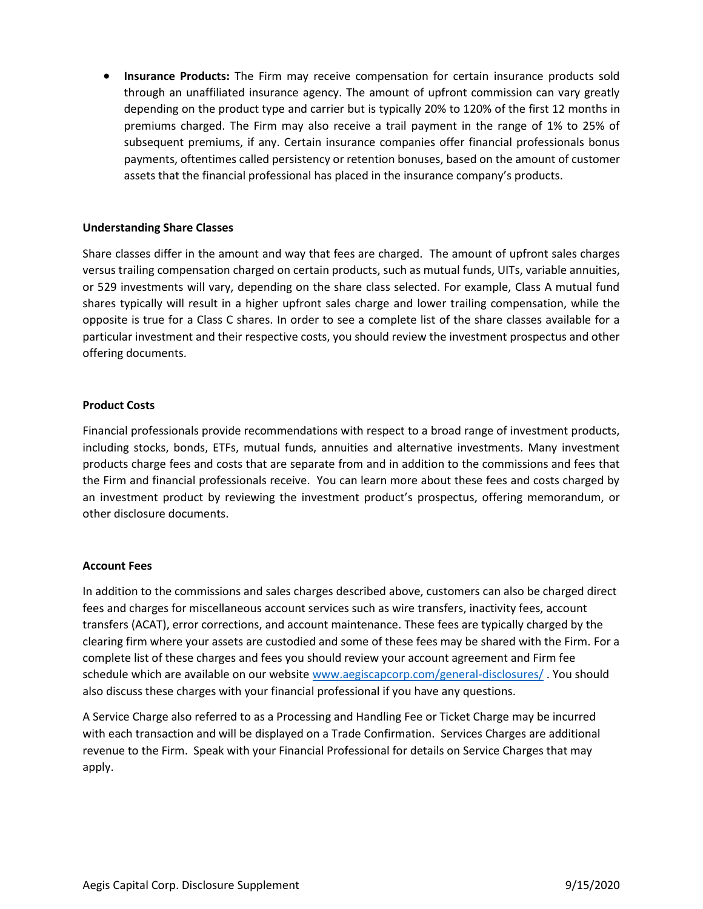- **Insurance Products:** The Firm may receive compensation for certain insurance products sold through an unaffiliated insurance agency. The amount of upfront commission can vary greatly depending on the product type and carrier but is typically 20% to 120% of the first 12 months in premiums charged. The Firm may also receive a trail payment in the range of 1% to 25% of subsequent premiums, if any. Certain insurance companies offer financial professionals bonus payments, oftentimes called persistency or retention bonuses, based on the amount of customer assets that the financial professional has placed in the insurance company's products.

**Understanding Share Classes**

Share classes differ in the amount and way that fees are charged. The amount of upfront sales charges versus trailing compensation charged on certain products, such as mutual funds, UITs, variable annuities, or 529 investments will vary, depending on the share class selected. For example, Class A mutual fund shares typically will result in a higher upfront sales charge and lower trailing compensation, while the opposite is true for a Class C shares. In order to see a complete list of the share classes available for a particular investment and their respective costs, you should review the investment prospectus and other offering documents.

**Product Costs**

Financial professionals provide recommendations with respect to a broad range of investment products, including stocks, bonds, ETFs, mutual funds, annuities and alternative investments. Many investment products charge fees and costs that are separate from and in addition to the commissions and fees that the Firm and financial professionals receive. You can learn more about these fees and costs charged by an investment product by reviewing the investment product's prospectus, offering memorandum, or other disclosure documents.

**Account Fees**

In addition to the commissions and sales charges described above, customers can also be charged direct fees and charges for miscellaneous account services such as wire transfers, inactivity fees, account transfers (ACAT), error corrections, and account maintenance. These fees are typically charged by the clearing firm where your assets are custodied and some of these fees may be shared with the Firm. For a complete list of these charges and fees you should review your account agreement and Firm fee schedule which are available on our website [www.aegiscapcorp.com/general-disclosures/](http://www.aegiscapcorp.com/general-disclosures/) . You should also discuss these charges with your financial professional if you have any questions.

A Service Charge also referred to as a Processing and Handling Fee or Ticket Charge may be incurred with each transaction and will be displayed on a Trade Confirmation. Services Charges are additional revenue to the Firm. Speak with your Financial Professional for details on Service Charges that may apply.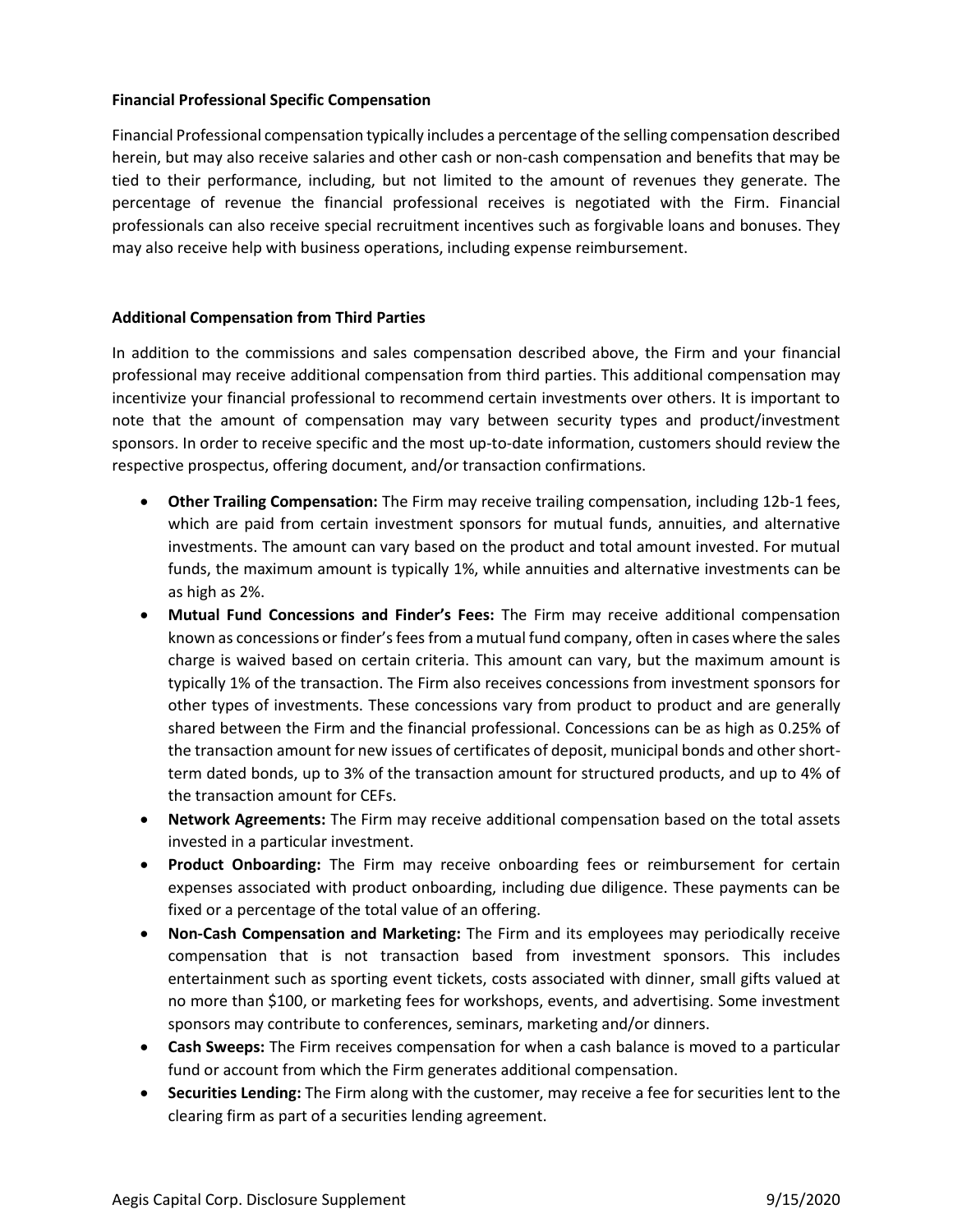**Financial Professional Specific Compensation**

Financial Professional compensation typically includes a percentage of the selling compensation described herein, but may also receive salaries and other cash or non-cash compensation and benefits that may be tied to their performance, including, but not limited to the amount of revenues they generate. The percentage of revenue the financial professional receives is negotiated with the Firm. Financial professionals can also receive special recruitment incentives such as forgivable loans and bonuses. They may also receive help with business operations, including expense reimbursement.

**Additional Compensation from Third Parties**

In addition to the commissions and sales compensation described above, the Firm and your financial professional may receive additional compensation from third parties. This additional compensation may incentivize your financial professional to recommend certain investments over others. It is important to note that the amount of compensation may vary between security types and product/investment sponsors. In order to receive specific and the most up-to-date information, customers should review the respective prospectus, offering document, and/or transaction confirmations.

- **Other Trailing Compensation:** The Firm may receive trailing compensation, including 12b-1 fees, which are paid from certain investment sponsors for mutual funds, annuities, and alternative investments. The amount can vary based on the product and total amount invested. For mutual funds, the maximum amount is typically 1%, while annuities and alternative investments can be as high as 2%.
- **Mutual Fund Concessions and Finder's Fees:** The Firm may receive additional compensation known as concessions or finder's fees from a mutual fund company, often in cases where the sales charge is waived based on certain criteria. This amount can vary, but the maximum amount is typically 1% of the transaction. The Firm also receives concessions from investment sponsors for other types of investments. These concessions vary from product to product and are generally shared between the Firm and the financial professional. Concessions can be as high as 0.25% of the transaction amount for new issues of certificates of deposit, municipal bonds and other short-term dated bonds, up to 3% of the transaction amount for structured products, and up to 4% of the transaction amount for CEFs.
- **Network Agreements:** The Firm may receive additional compensation based on the total assets invested in a particular investment.
- **Product Onboarding:** The Firm may receive onboarding fees or reimbursement for certain expenses associated with product onboarding, including due diligence. These payments can be fixed or a percentage of the total value of an offering.
- **Non-Cash Compensation and Marketing:** The Firm and its employees may periodically receive compensation that is not transaction based from investment sponsors. This includes entertainment such as sporting event tickets, costs associated with dinner, small gifts valued at no more than $100, or marketing fees for workshops, events, and advertising. Some investment sponsors may contribute to conferences, seminars, marketing and/or dinners.
- **Cash Sweeps:** The Firm receives compensation for when a cash balance is moved to a particular fund or account from which the Firm generates additional compensation.
- **Securities Lending:** The Firm along with the customer, may receive a fee for securities lent to the clearing firm as part of a securities lending agreement.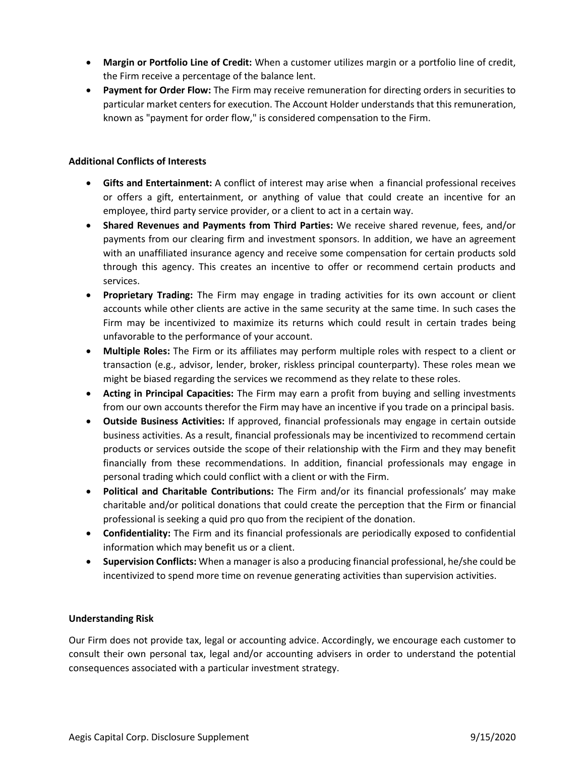- **Margin or Portfolio Line of Credit:** When a customer utilizes margin or a portfolio line of credit, the Firm receive a percentage of the balance lent.
- **Payment for Order Flow:** The Firm may receive remuneration for directing orders in securities to particular market centers for execution. The Account Holder understands that this remuneration, known as "payment for order flow," is considered compensation to the Firm.

**Additional Conflicts of Interests**

- **Gifts and Entertainment:** A conflict of interest may arise when a financial professional receives or offers a gift, entertainment, or anything of value that could create an incentive for an employee, third party service provider, or a client to act in a certain way.
- **Shared Revenues and Payments from Third Parties:** We receive shared revenue, fees, and/or payments from our clearing firm and investment sponsors. In addition, we have an agreement with an unaffiliated insurance agency and receive some compensation for certain products sold through this agency. This creates an incentive to offer or recommend certain products and services.
- **Proprietary Trading:** The Firm may engage in trading activities for its own account or client accounts while other clients are active in the same security at the same time. In such cases the Firm may be incentivized to maximize its returns which could result in certain trades being unfavorable to the performance of your account.
- **Multiple Roles:** The Firm or its affiliates may perform multiple roles with respect to a client or transaction (e.g., advisor, lender, broker, riskless principal counterparty). These roles mean we might be biased regarding the services we recommend as they relate to these roles.
- **Acting in Principal Capacities:** The Firm may earn a profit from buying and selling investments from our own accounts therefor the Firm may have an incentive if you trade on a principal basis.
- **Outside Business Activities:** If approved, financial professionals may engage in certain outside business activities. As a result, financial professionals may be incentivized to recommend certain products or services outside the scope of their relationship with the Firm and they may benefit financially from these recommendations. In addition, financial professionals may engage in personal trading which could conflict with a client or with the Firm.
- **Political and Charitable Contributions:** The Firm and/or its financial professionals' may make charitable and/or political donations that could create the perception that the Firm or financial professional is seeking a quid pro quo from the recipient of the donation.
- **Confidentiality:** The Firm and its financial professionals are periodically exposed to confidential information which may benefit us or a client.
- **Supervision Conflicts:** When a manager is also a producing financial professional, he/she could be incentivized to spend more time on revenue generating activities than supervision activities.

**Understanding Risk**

Our Firm does not provide tax, legal or accounting advice. Accordingly, we encourage each customer to consult their own personal tax, legal and/or accounting advisers in order to understand the potential consequences associated with a particular investment strategy.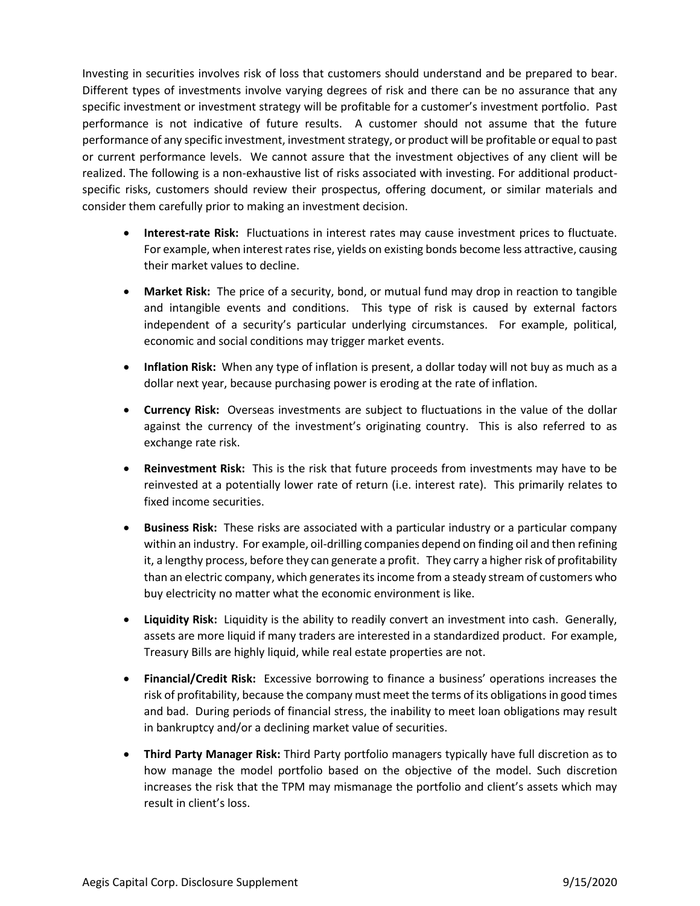Investing in securities involves risk of loss that customers should understand and be prepared to bear. Different types of investments involve varying degrees of risk and there can be no assurance that any specific investment or investment strategy will be profitable for a customer's investment portfolio. Past performance is not indicative of future results. A customer should not assume that the future performance of any specific investment, investment strategy, or product will be profitable or equal to past or current performance levels. We cannot assure that the investment objectives of any client will be realized. The following is a non-exhaustive list of risks associated with investing. For additional product-specific risks, customers should review their prospectus, offering document, or similar materials and consider them carefully prior to making an investment decision.

- **Interest-rate Risk:** Fluctuations in interest rates may cause investment prices to fluctuate. For example, when interest rates rise, yields on existing bonds become less attractive, causing their market values to decline.
- **Market Risk:** The price of a security, bond, or mutual fund may drop in reaction to tangible and intangible events and conditions. This type of risk is caused by external factors independent of a security's particular underlying circumstances. For example, political, economic and social conditions may trigger market events.
- **Inflation Risk:** When any type of inflation is present, a dollar today will not buy as much as a dollar next year, because purchasing power is eroding at the rate of inflation.
- **Currency Risk:** Overseas investments are subject to fluctuations in the value of the dollar against the currency of the investment's originating country. This is also referred to as exchange rate risk.
- **Reinvestment Risk:** This is the risk that future proceeds from investments may have to be reinvested at a potentially lower rate of return (i.e. interest rate). This primarily relates to fixed income securities.
- **Business Risk:** These risks are associated with a particular industry or a particular company within an industry. For example, oil-drilling companies depend on finding oil and then refining it, a lengthy process, before they can generate a profit. They carry a higher risk of profitability than an electric company, which generates its income from a steady stream of customers who buy electricity no matter what the economic environment is like.
- **Liquidity Risk:** Liquidity is the ability to readily convert an investment into cash. Generally, assets are more liquid if many traders are interested in a standardized product. For example, Treasury Bills are highly liquid, while real estate properties are not.
- **Financial/Credit Risk:** Excessive borrowing to finance a business' operations increases the risk of profitability, because the company must meet the terms of its obligations in good times and bad. During periods of financial stress, the inability to meet loan obligations may result in bankruptcy and/or a declining market value of securities.
- **Third Party Manager Risk:** Third Party portfolio managers typically have full discretion as to how manage the model portfolio based on the objective of the model. Such discretion increases the risk that the TPM may mismanage the portfolio and client's assets which may result in client's loss.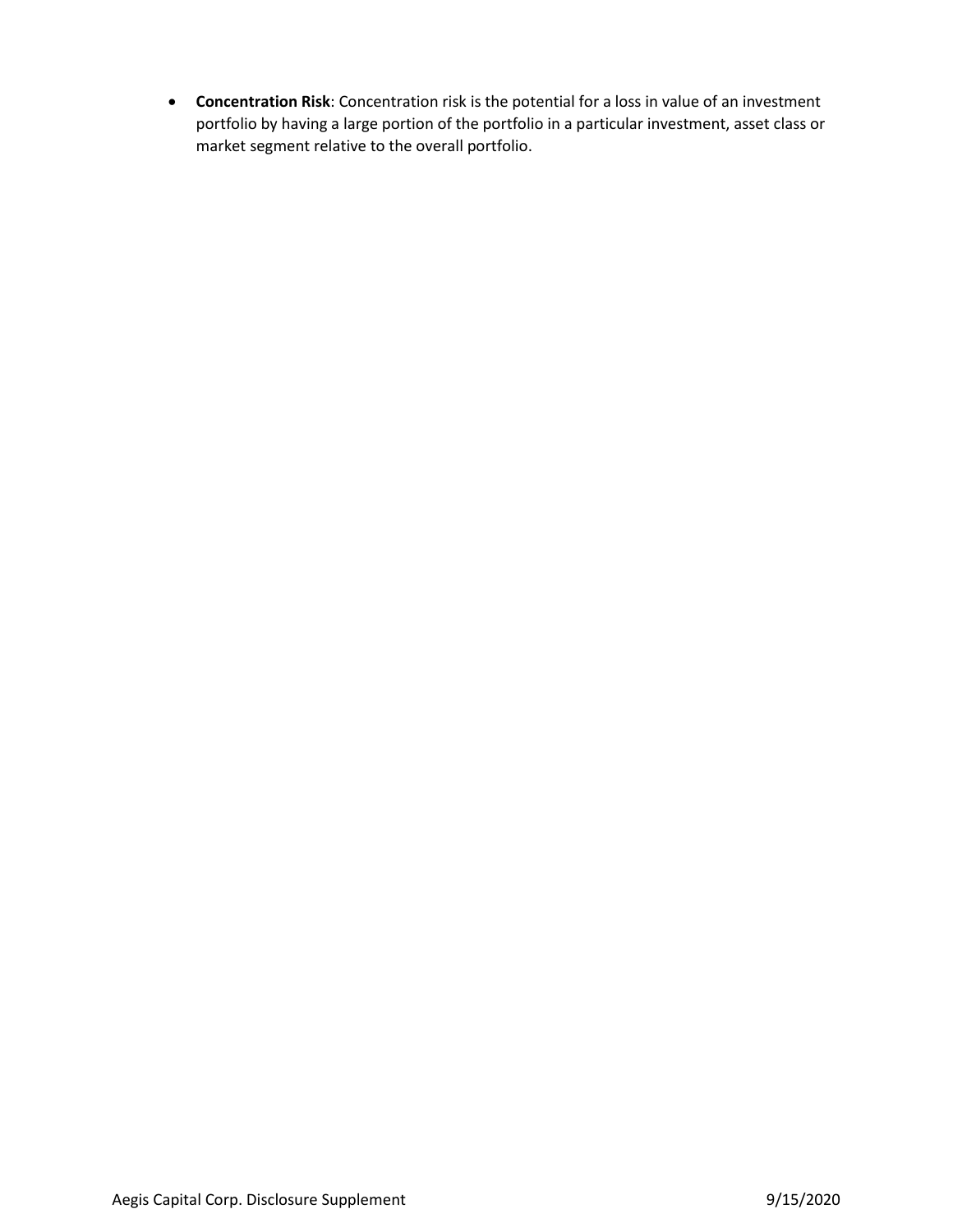- **Concentration Risk**: Concentration risk is the potential for a loss in value of an investment portfolio by having a large portion of the portfolio in a particular investment, asset class or market segment relative to the overall portfolio.